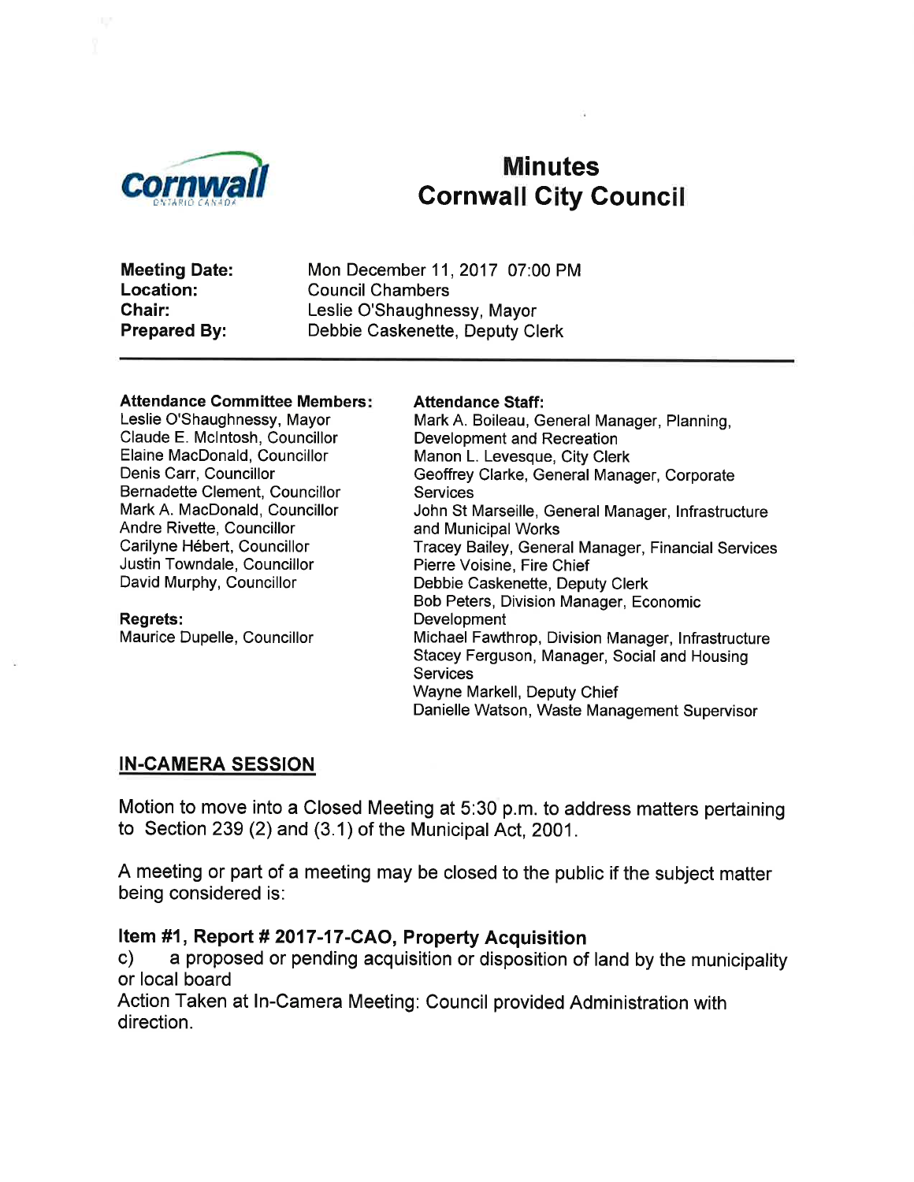# Minutes
# Cornwall City Council

**Meeting Date:** Mon December 11, 2017 07:00 PM
**Location:** Council Chambers
**Chair:** Leslie O'Shaughnessy, Mayor
**Prepared By:** Debbie Caskenette, Deputy Clerk

---

**Attendance Committee Members:**
Leslie O'Shaughnessy, Mayor
Claude E. McIntosh, Councillor
Elaine MacDonald, Councillor
Denis Carr, Councillor
Bernadette Clement, Councillor
Mark A. MacDonald, Councillor
Andre Rivette, Councillor
Carilyne Hébert, Councillor
Justin Towndale, Councillor
David Murphy, Councillor

**Regrets:**
Maurice Dupelle, Councillor

**Attendance Staff:**
Mark A. Boileau, General Manager, Planning, Development and Recreation
Manon L. Levesque, City Clerk
Geoffrey Clarke, General Manager, Corporate Services
John St Marseille, General Manager, Infrastructure and Municipal Works
Tracey Bailey, General Manager, Financial Services
Pierre Voisine, Fire Chief
Debbie Caskenette, Deputy Clerk
Bob Peters, Division Manager, Economic Development
Michael Fawthrop, Division Manager, Infrastructure
Stacey Ferguson, Manager, Social and Housing Services
Wayne Markell, Deputy Chief
Danielle Watson, Waste Management Supervisor

## IN-CAMERA SESSION

Motion to move into a Closed Meeting at 5:30 p.m. to address matters pertaining to Section 239 (2) and (3.1) of the Municipal Act, 2001.

A meeting or part of a meeting may be closed to the public if the subject matter being considered is:

### Item #1, Report # 2017-17-CAO, Property Acquisition

c) a proposed or pending acquisition or disposition of land by the municipality or local board

Action Taken at In-Camera Meeting: Council provided Administration with direction.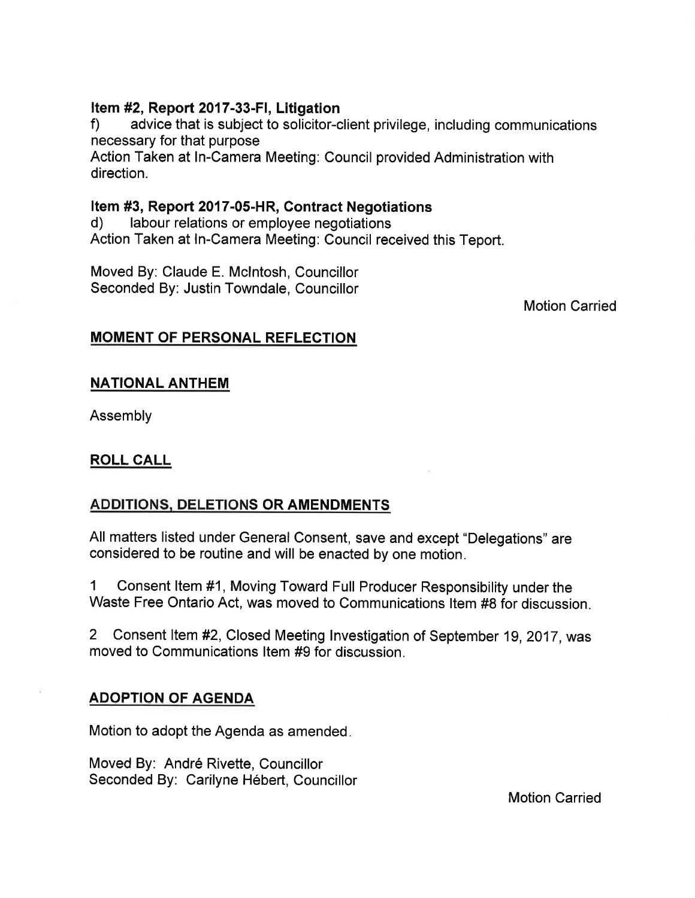**Item #2, Report 2017-33-FI, Litigation**

f) advice that is subject to solicitor-client privilege, including communications necessary for that purpose

Action Taken at In-Camera Meeting: Council provided Administration with direction.

**Item #3, Report 2017-05-HR, Contract Negotiations**

d) labour relations or employee negotiations

Action Taken at In-Camera Meeting: Council received this Teport.

Moved By: Claude E. McIntosh, Councillor
Seconded By: Justin Towndale, Councillor

Motion Carried

## MOMENT OF PERSONAL REFLECTION

## NATIONAL ANTHEM

Assembly

## ROLL CALL

## ADDITIONS, DELETIONS OR AMENDMENTS

All matters listed under General Consent, save and except "Delegations" are considered to be routine and will be enacted by one motion.

1 Consent Item #1, Moving Toward Full Producer Responsibility under the Waste Free Ontario Act, was moved to Communications Item #8 for discussion.

2 Consent Item #2, Closed Meeting Investigation of September 19, 2017, was moved to Communications Item #9 for discussion.

## ADOPTION OF AGENDA

Motion to adopt the Agenda as amended.

Moved By: André Rivette, Councillor
Seconded By: Carilyne Hébert, Councillor

Motion Carried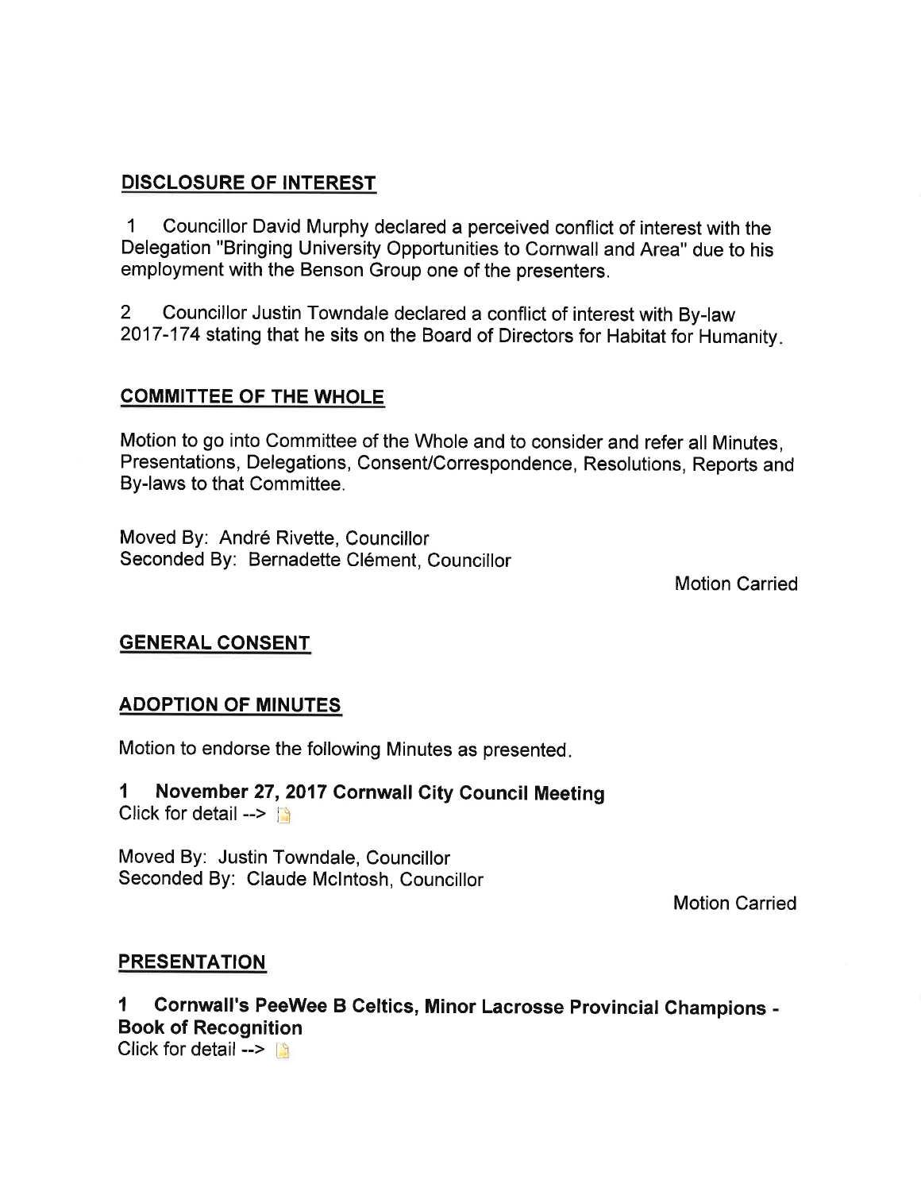## DISCLOSURE OF INTEREST

1 Councillor David Murphy declared a perceived conflict of interest with the Delegation "Bringing University Opportunities to Cornwall and Area" due to his employment with the Benson Group one of the presenters.

2 Councillor Justin Towndale declared a conflict of interest with By-law 2017-174 stating that he sits on the Board of Directors for Habitat for Humanity.

## COMMITTEE OF THE WHOLE

Motion to go into Committee of the Whole and to consider and refer all Minutes, Presentations, Delegations, Consent/Correspondence, Resolutions, Reports and By-laws to that Committee.

Moved By: André Rivette, Councillor
Seconded By: Bernadette Clément, Councillor

Motion Carried

## GENERAL CONSENT

## ADOPTION OF MINUTES

Motion to endorse the following Minutes as presented.

### 1 November 27, 2017 Cornwall City Council Meeting

Click for detail -->

Moved By: Justin Towndale, Councillor
Seconded By: Claude McIntosh, Councillor

Motion Carried

## PRESENTATION

### 1 Cornwall's PeeWee B Celtics, Minor Lacrosse Provincial Champions - Book of Recognition

Click for detail -->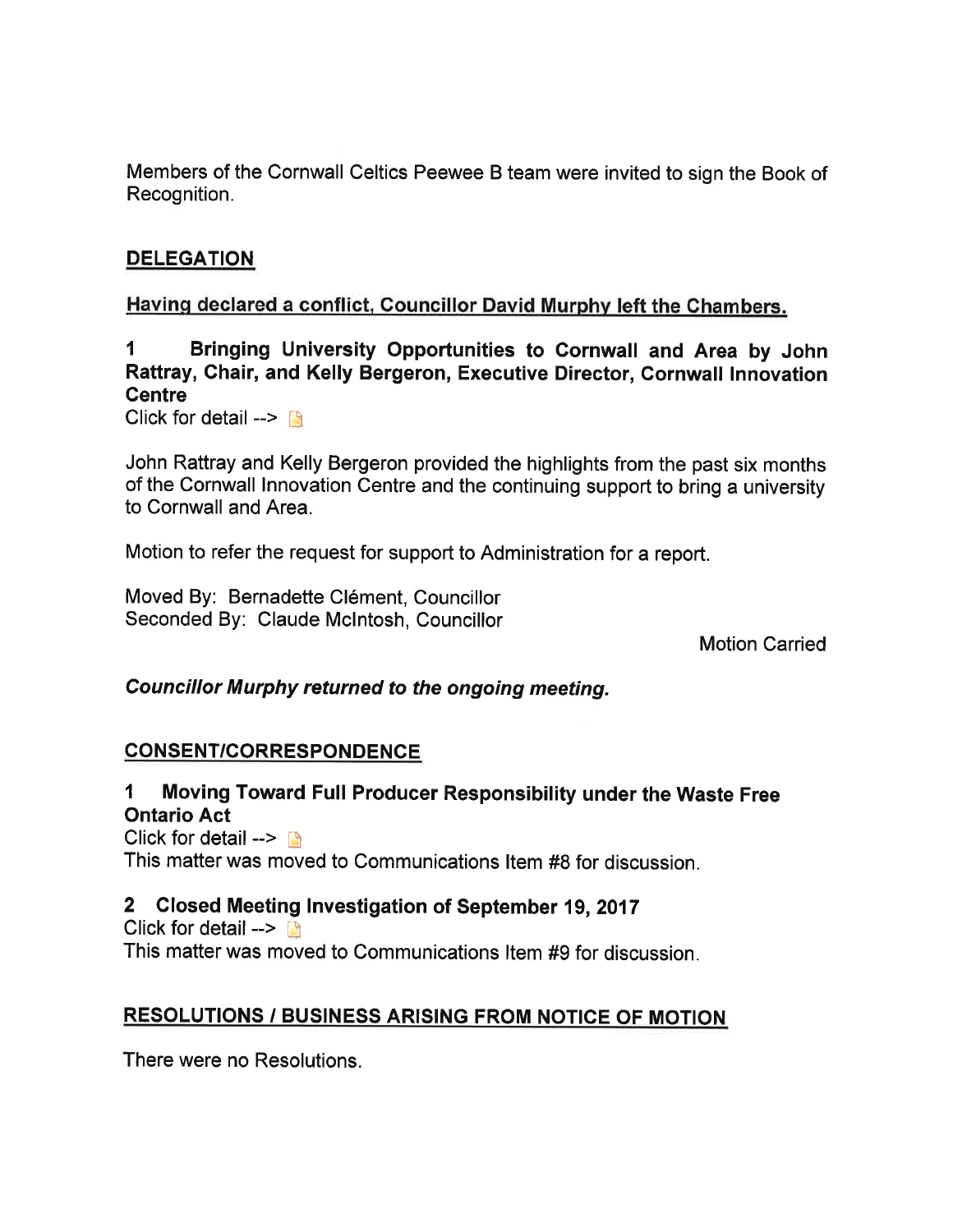Members of the Cornwall Celtics Peewee B team were invited to sign the Book of Recognition.

## DELEGATION

**Having declared a conflict, Councillor David Murphy left the Chambers.**

### 1 Bringing University Opportunities to Cornwall and Area by John Rattray, Chair, and Kelly Bergeron, Executive Director, Cornwall Innovation Centre

Click for detail -->

John Rattray and Kelly Bergeron provided the highlights from the past six months of the Cornwall Innovation Centre and the continuing support to bring a university to Cornwall and Area.

Motion to refer the request for support to Administration for a report.

Moved By: Bernadette Clément, Councillor
Seconded By: Claude McIntosh, Councillor

Motion Carried

***Councillor Murphy returned to the ongoing meeting.***

## CONSENT/CORRESPONDENCE

### 1 Moving Toward Full Producer Responsibility under the Waste Free Ontario Act

Click for detail -->
This matter was moved to Communications Item #8 for discussion.

### 2 Closed Meeting Investigation of September 19, 2017

Click for detail -->
This matter was moved to Communications Item #9 for discussion.

## RESOLUTIONS / BUSINESS ARISING FROM NOTICE OF MOTION

There were no Resolutions.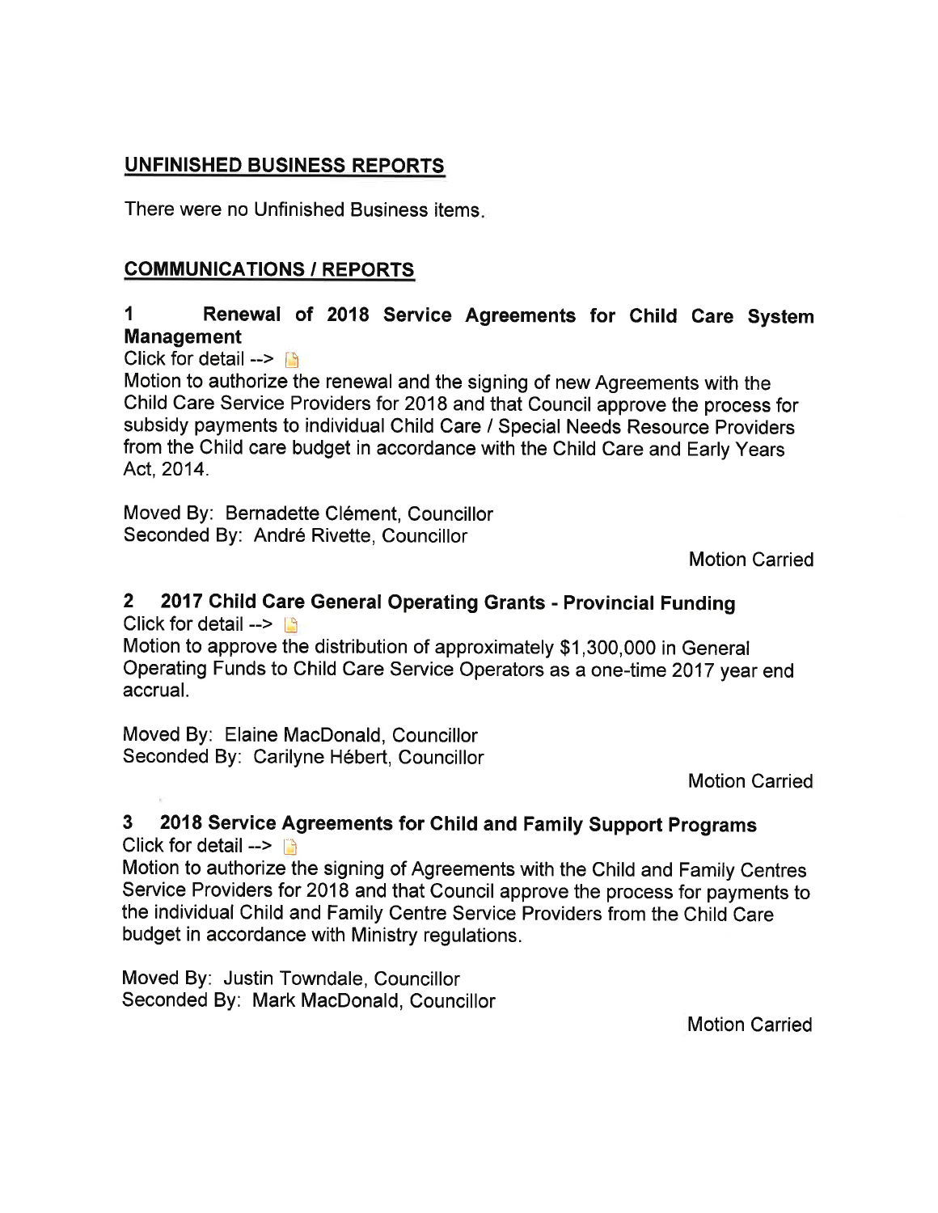## UNFINISHED BUSINESS REPORTS

There were no Unfinished Business items.

## COMMUNICATIONS / REPORTS

### 1 Renewal of 2018 Service Agreements for Child Care System Management

Click for detail -->

Motion to authorize the renewal and the signing of new Agreements with the Child Care Service Providers for 2018 and that Council approve the process for subsidy payments to individual Child Care / Special Needs Resource Providers from the Child care budget in accordance with the Child Care and Early Years Act, 2014.

Moved By: Bernadette Clément, Councillor
Seconded By: André Rivette, Councillor

Motion Carried

### 2 2017 Child Care General Operating Grants - Provincial Funding

Click for detail -->

Motion to approve the distribution of approximately $1,300,000 in General Operating Funds to Child Care Service Operators as a one-time 2017 year end accrual.

Moved By: Elaine MacDonald, Councillor
Seconded By: Carilyne Hébert, Councillor

Motion Carried

### 3 2018 Service Agreements for Child and Family Support Programs

Click for detail -->

Motion to authorize the signing of Agreements with the Child and Family Centres Service Providers for 2018 and that Council approve the process for payments to the individual Child and Family Centre Service Providers from the Child Care budget in accordance with Ministry regulations.

Moved By: Justin Towndale, Councillor
Seconded By: Mark MacDonald, Councillor

Motion Carried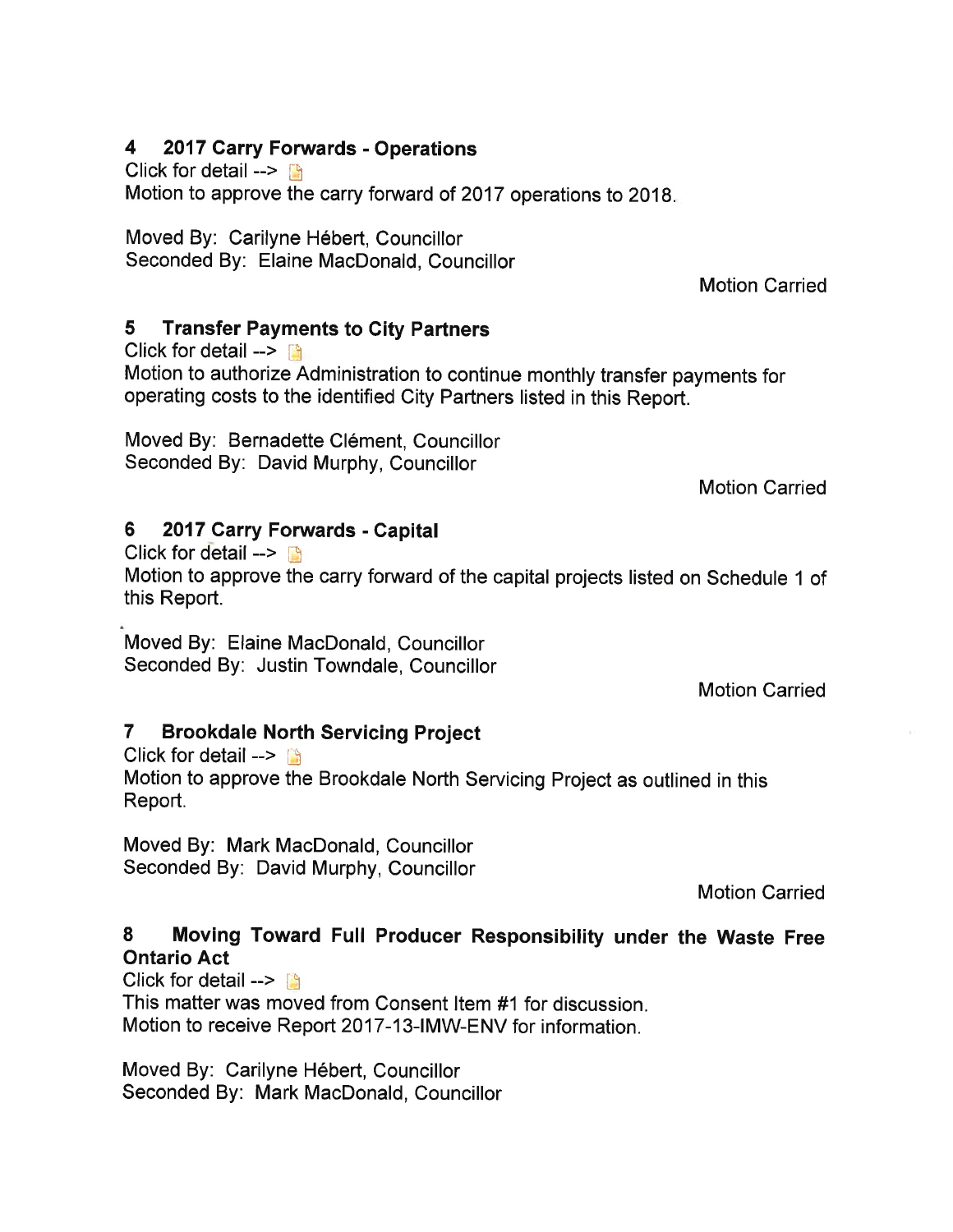## 4 2017 Carry Forwards - Operations

Click for detail -->

Motion to approve the carry forward of 2017 operations to 2018.

Moved By: Carilyne Hébert, Councillor
Seconded By: Elaine MacDonald, Councillor

Motion Carried

## 5 Transfer Payments to City Partners

Click for detail -->

Motion to authorize Administration to continue monthly transfer payments for operating costs to the identified City Partners listed in this Report.

Moved By: Bernadette Clément, Councillor
Seconded By: David Murphy, Councillor

Motion Carried

## 6 2017 Carry Forwards - Capital

Click for detail -->

Motion to approve the carry forward of the capital projects listed on Schedule 1 of this Report.

Moved By: Elaine MacDonald, Councillor
Seconded By: Justin Towndale, Councillor

Motion Carried

## 7 Brookdale North Servicing Project

Click for detail -->

Motion to approve the Brookdale North Servicing Project as outlined in this Report.

Moved By: Mark MacDonald, Councillor
Seconded By: David Murphy, Councillor

Motion Carried

## 8 Moving Toward Full Producer Responsibility under the Waste Free Ontario Act

Click for detail -->

This matter was moved from Consent Item #1 for discussion.
Motion to receive Report 2017-13-IMW-ENV for information.

Moved By: Carilyne Hébert, Councillor
Seconded By: Mark MacDonald, Councillor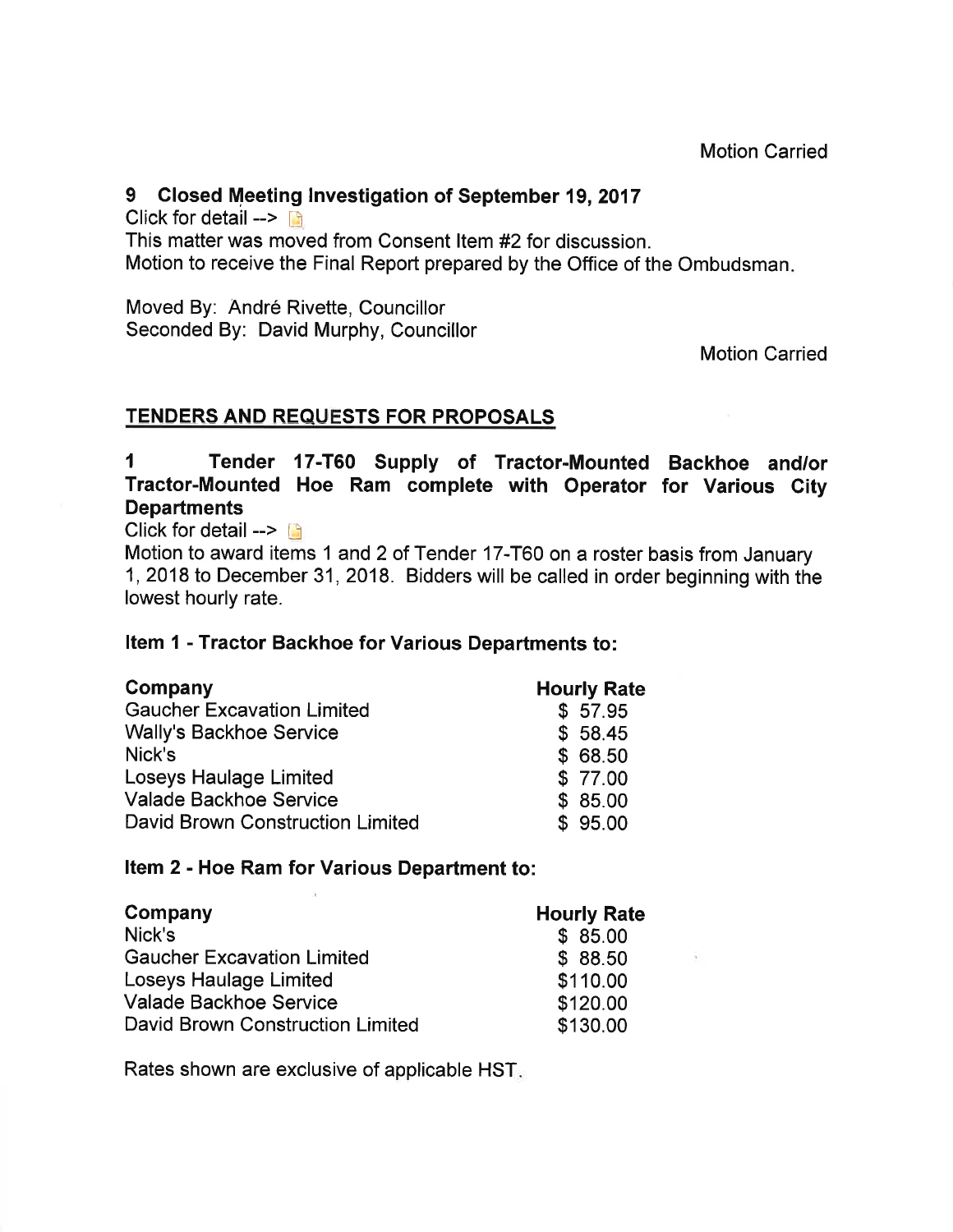Motion Carried

### 9 Closed Meeting Investigation of September 19, 2017

Click for detail -->

This matter was moved from Consent Item #2 for discussion.

Motion to receive the Final Report prepared by the Office of the Ombudsman.

Moved By: André Rivette, Councillor
Seconded By: David Murphy, Councillor

Motion Carried

## TENDERS AND REQUESTS FOR PROPOSALS

### 1 Tender 17-T60 Supply of Tractor-Mounted Backhoe and/or Tractor-Mounted Hoe Ram complete with Operator for Various City Departments

Click for detail -->

Motion to award items 1 and 2 of Tender 17-T60 on a roster basis from January 1, 2018 to December 31, 2018. Bidders will be called in order beginning with the lowest hourly rate.

**Item 1 - Tractor Backhoe for Various Departments to:**

| Company | Hourly Rate |
|---|---|
| Gaucher Excavation Limited | $ 57.95 |
| Wally's Backhoe Service | $ 58.45 |
| Nick's | $ 68.50 |
| Loseys Haulage Limited | $ 77.00 |
| Valade Backhoe Service | $ 85.00 |
| David Brown Construction Limited | $ 95.00 |

**Item 2 - Hoe Ram for Various Department to:**

| Company | Hourly Rate |
|---|---|
| Nick's | $ 85.00 |
| Gaucher Excavation Limited | $ 88.50 |
| Loseys Haulage Limited | $110.00 |
| Valade Backhoe Service | $120.00 |
| David Brown Construction Limited | $130.00 |

Rates shown are exclusive of applicable HST.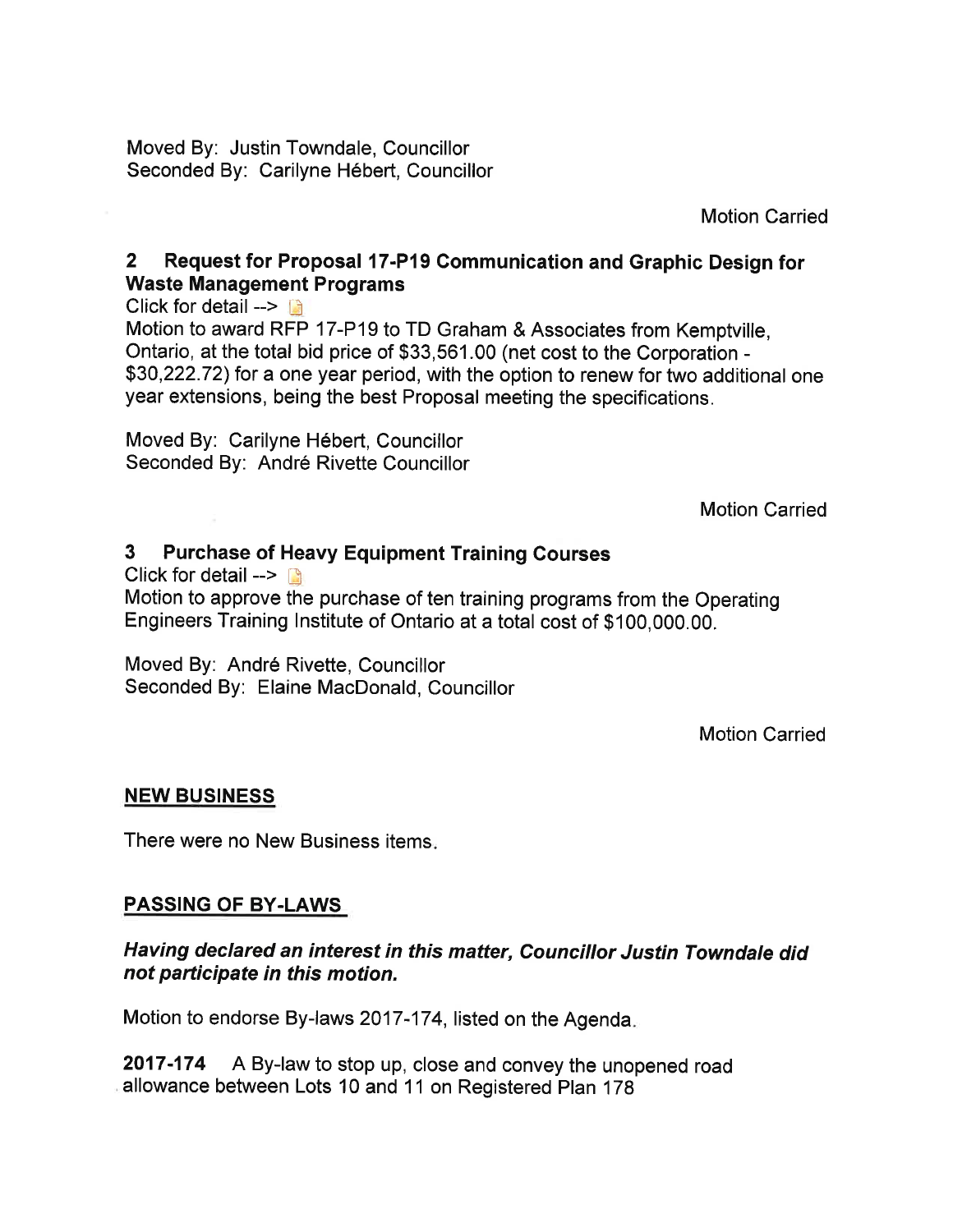Moved By: Justin Towndale, Councillor
Seconded By: Carilyne Hébert, Councillor

Motion Carried

### 2 Request for Proposal 17-P19 Communication and Graphic Design for Waste Management Programs

Click for detail -->

Motion to award RFP 17-P19 to TD Graham & Associates from Kemptville, Ontario, at the total bid price of $33,561.00 (net cost to the Corporation - $30,222.72) for a one year period, with the option to renew for two additional one year extensions, being the best Proposal meeting the specifications.

Moved By: Carilyne Hébert, Councillor
Seconded By: André Rivette Councillor

Motion Carried

### 3 Purchase of Heavy Equipment Training Courses

Click for detail -->

Motion to approve the purchase of ten training programs from the Operating Engineers Training Institute of Ontario at a total cost of $100,000.00.

Moved By: André Rivette, Councillor
Seconded By: Elaine MacDonald, Councillor

Motion Carried

## NEW BUSINESS

There were no New Business items.

## PASSING OF BY-LAWS

***Having declared an interest in this matter, Councillor Justin Towndale did not participate in this motion.***

Motion to endorse By-laws 2017-174, listed on the Agenda.

**2017-174** A By-law to stop up, close and convey the unopened road allowance between Lots 10 and 11 on Registered Plan 178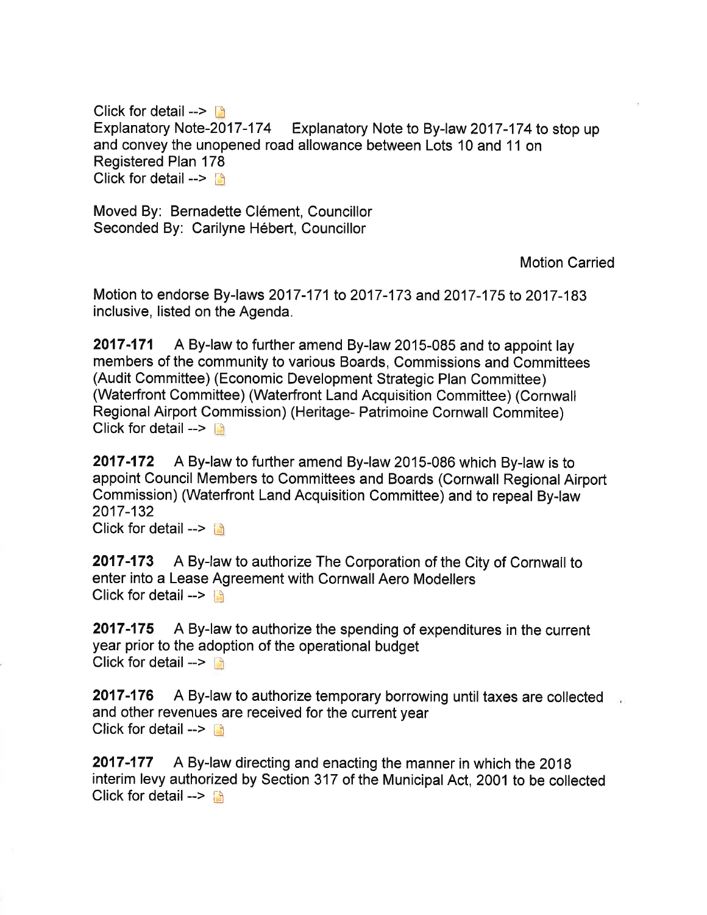Click for detail -->

Explanatory Note-2017-174 Explanatory Note to By-law 2017-174 to stop up and convey the unopened road allowance between Lots 10 and 11 on Registered Plan 178

Click for detail -->

Moved By: Bernadette Clément, Councillor
Seconded By: Carilyne Hébert, Councillor

Motion Carried

Motion to endorse By-laws 2017-171 to 2017-173 and 2017-175 to 2017-183 inclusive, listed on the Agenda.

**2017-171** A By-law to further amend By-law 2015-085 and to appoint lay members of the community to various Boards, Commissions and Committees (Audit Committee) (Economic Development Strategic Plan Committee) (Waterfront Committee) (Waterfront Land Acquisition Committee) (Cornwall Regional Airport Commission) (Heritage- Patrimoine Cornwall Commitee)
Click for detail -->

**2017-172** A By-law to further amend By-law 2015-086 which By-law is to appoint Council Members to Committees and Boards (Cornwall Regional Airport Commission) (Waterfront Land Acquisition Committee) and to repeal By-law 2017-132
Click for detail -->

**2017-173** A By-law to authorize The Corporation of the City of Cornwall to enter into a Lease Agreement with Cornwall Aero Modellers
Click for detail -->

**2017-175** A By-law to authorize the spending of expenditures in the current year prior to the adoption of the operational budget
Click for detail -->

**2017-176** A By-law to authorize temporary borrowing until taxes are collected and other revenues are received for the current year
Click for detail -->

**2017-177** A By-law directing and enacting the manner in which the 2018 interim levy authorized by Section 317 of the Municipal Act, 2001 to be collected
Click for detail -->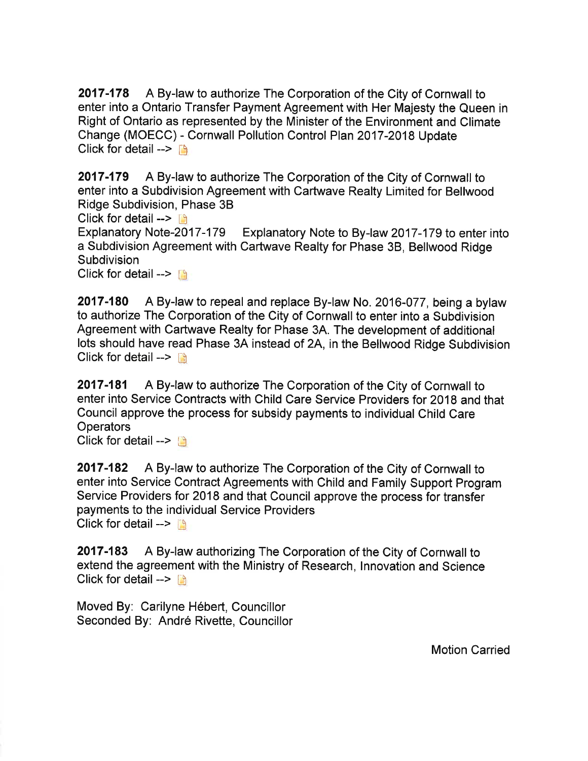**2017-178** A By-law to authorize The Corporation of the City of Cornwall to enter into a Ontario Transfer Payment Agreement with Her Majesty the Queen in Right of Ontario as represented by the Minister of the Environment and Climate Change (MOECC) - Cornwall Pollution Control Plan 2017-2018 Update
Click for detail -->

**2017-179** A By-law to authorize The Corporation of the City of Cornwall to enter into a Subdivision Agreement with Cartwave Realty Limited for Bellwood Ridge Subdivision, Phase 3B
Click for detail -->
Explanatory Note-2017-179 Explanatory Note to By-law 2017-179 to enter into a Subdivision Agreement with Cartwave Realty for Phase 3B, Bellwood Ridge Subdivision
Click for detail -->

**2017-180** A By-law to repeal and replace By-law No. 2016-077, being a bylaw to authorize The Corporation of the City of Cornwall to enter into a Subdivision Agreement with Cartwave Realty for Phase 3A. The development of additional lots should have read Phase 3A instead of 2A, in the Bellwood Ridge Subdivision
Click for detail -->

**2017-181** A By-law to authorize The Corporation of the City of Cornwall to enter into Service Contracts with Child Care Service Providers for 2018 and that Council approve the process for subsidy payments to individual Child Care Operators
Click for detail -->

**2017-182** A By-law to authorize The Corporation of the City of Cornwall to enter into Service Contract Agreements with Child and Family Support Program Service Providers for 2018 and that Council approve the process for transfer payments to the individual Service Providers
Click for detail -->

**2017-183** A By-law authorizing The Corporation of the City of Cornwall to extend the agreement with the Ministry of Research, Innovation and Science
Click for detail -->

Moved By: Carilyne Hébert, Councillor
Seconded By: André Rivette, Councillor

Motion Carried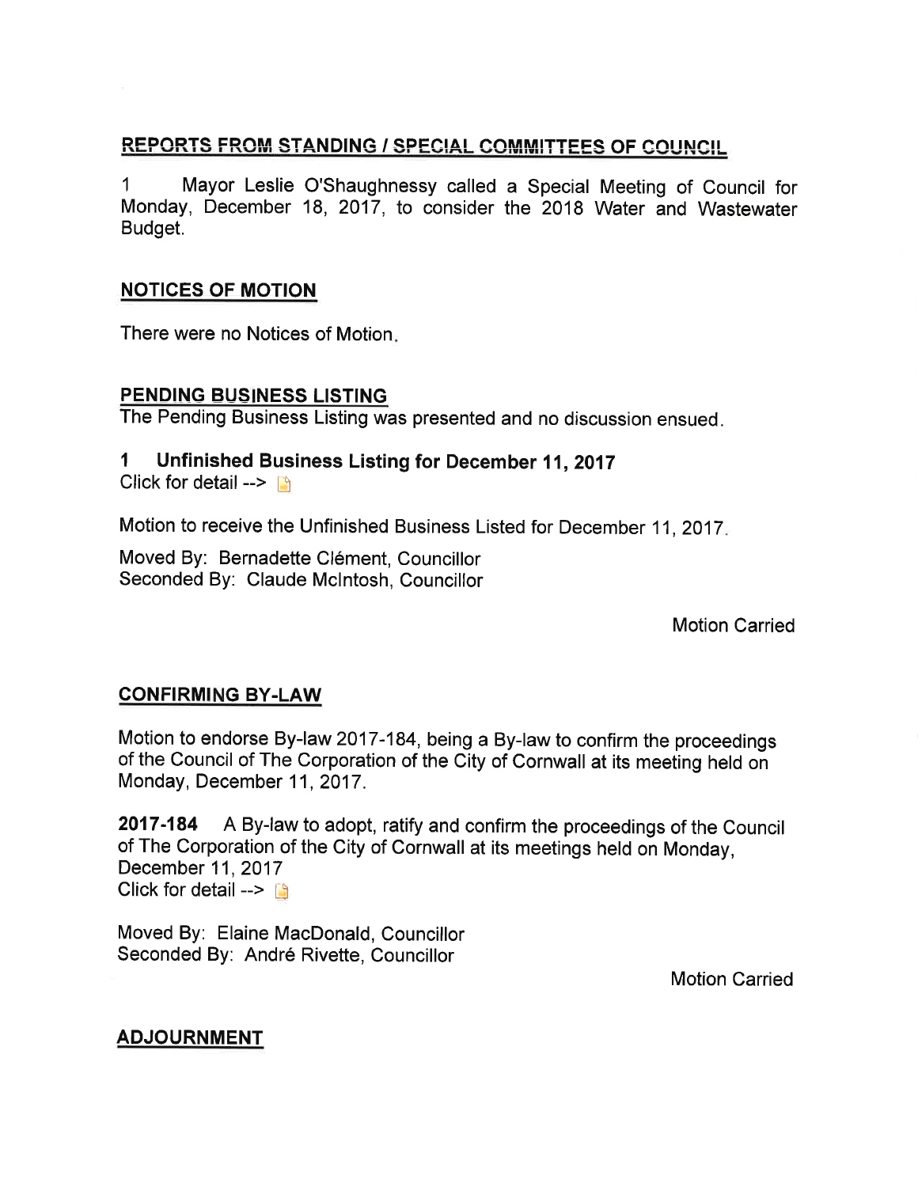## REPORTS FROM STANDING / SPECIAL COMMITTEES OF COUNCIL

1 Mayor Leslie O'Shaughnessy called a Special Meeting of Council for Monday, December 18, 2017, to consider the 2018 Water and Wastewater Budget.

## NOTICES OF MOTION

There were no Notices of Motion.

## PENDING BUSINESS LISTING

The Pending Business Listing was presented and no discussion ensued.

### 1 Unfinished Business Listing for December 11, 2017

Click for detail -->

Motion to receive the Unfinished Business Listed for December 11, 2017.

Moved By: Bernadette Clément, Councillor
Seconded By: Claude McIntosh, Councillor

Motion Carried

## CONFIRMING BY-LAW

Motion to endorse By-law 2017-184, being a By-law to confirm the proceedings of the Council of The Corporation of the City of Cornwall at its meeting held on Monday, December 11, 2017.

**2017-184** A By-law to adopt, ratify and confirm the proceedings of the Council of The Corporation of the City of Cornwall at its meetings held on Monday, December 11, 2017
Click for detail -->

Moved By: Elaine MacDonald, Councillor
Seconded By: André Rivette, Councillor

Motion Carried

## ADJOURNMENT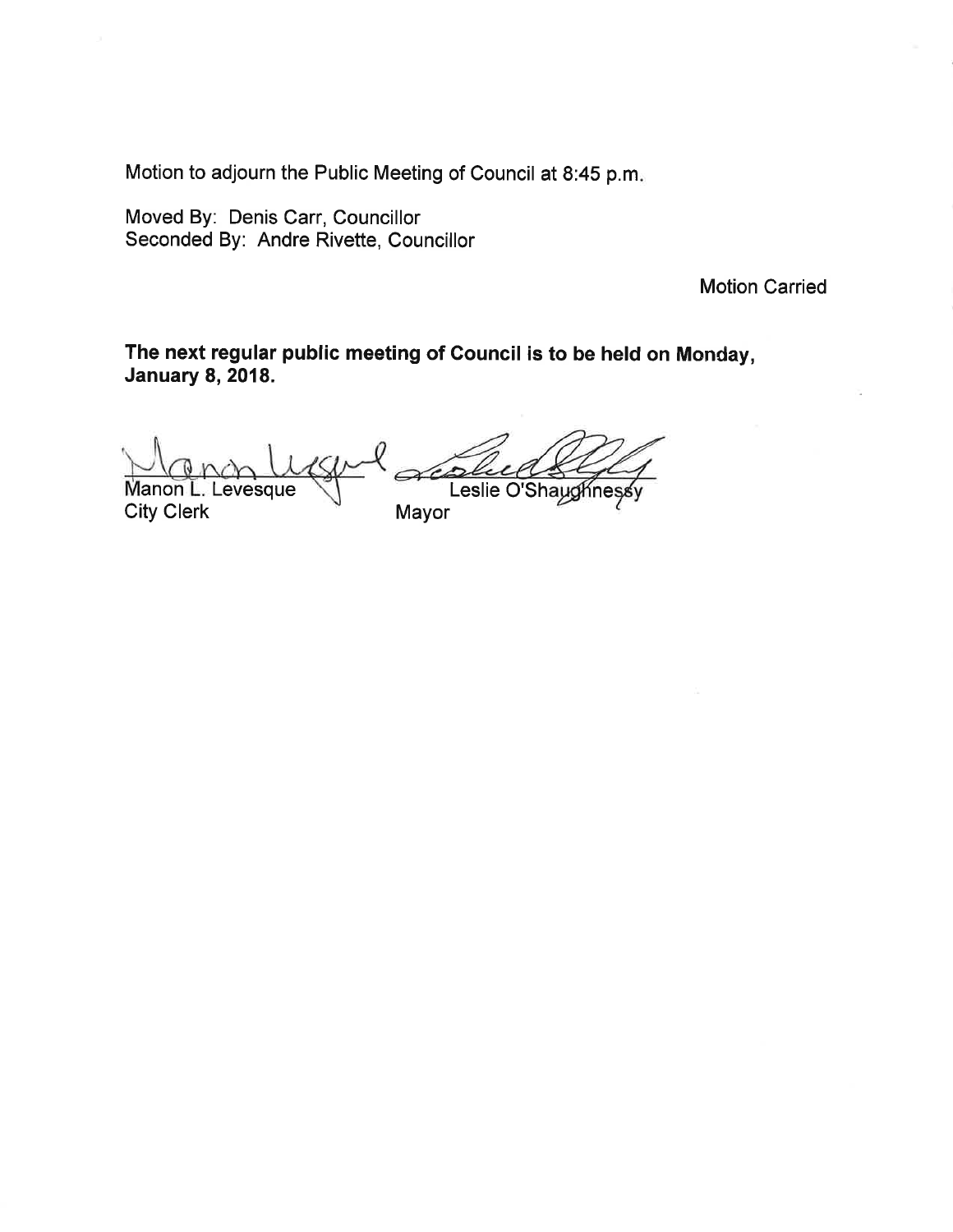Motion to adjourn the Public Meeting of Council at 8:45 p.m.

Moved By: Denis Carr, Councillor
Seconded By: Andre Rivette, Councillor

Motion Carried

**The next regular public meeting of Council is to be held on Monday, January 8, 2018.**

Manon L. Levesque
City Clerk

Leslie O'Shaughnessy
Mayor